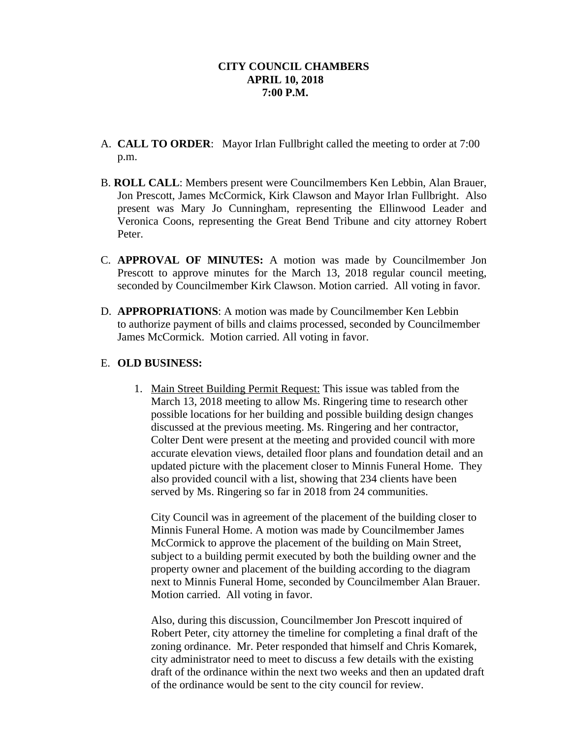# CITY COUNCIL CHAMBERS
## APRIL 10, 2018
## 7:00 P.M.

A. **CALL TO ORDER**: Mayor Irlan Fullbright called the meeting to order at 7:00 p.m.

B. **ROLL CALL**: Members present were Councilmembers Ken Lebbin, Alan Brauer, Jon Prescott, James McCormick, Kirk Clawson and Mayor Irlan Fullbright. Also present was Mary Jo Cunningham, representing the Ellinwood Leader and Veronica Coons, representing the Great Bend Tribune and city attorney Robert Peter.

C. **APPROVAL OF MINUTES:** A motion was made by Councilmember Jon Prescott to approve minutes for the March 13, 2018 regular council meeting, seconded by Councilmember Kirk Clawson. Motion carried. All voting in favor.

D. **APPROPRIATIONS**: A motion was made by Councilmember Ken Lebbin to authorize payment of bills and claims processed, seconded by Councilmember James McCormick. Motion carried. All voting in favor.

E. **OLD BUSINESS:**

1. Main Street Building Permit Request: This issue was tabled from the March 13, 2018 meeting to allow Ms. Ringering time to research other possible locations for her building and possible building design changes discussed at the previous meeting. Ms. Ringering and her contractor, Colter Dent were present at the meeting and provided council with more accurate elevation views, detailed floor plans and foundation detail and an updated picture with the placement closer to Minnis Funeral Home. They also provided council with a list, showing that 234 clients have been served by Ms. Ringering so far in 2018 from 24 communities.

   City Council was in agreement of the placement of the building closer to Minnis Funeral Home. A motion was made by Councilmember James McCormick to approve the placement of the building on Main Street, subject to a building permit executed by both the building owner and the property owner and placement of the building according to the diagram next to Minnis Funeral Home, seconded by Councilmember Alan Brauer. Motion carried. All voting in favor.

   Also, during this discussion, Councilmember Jon Prescott inquired of Robert Peter, city attorney the timeline for completing a final draft of the zoning ordinance. Mr. Peter responded that himself and Chris Komarek, city administrator need to meet to discuss a few details with the existing draft of the ordinance within the next two weeks and then an updated draft of the ordinance would be sent to the city council for review.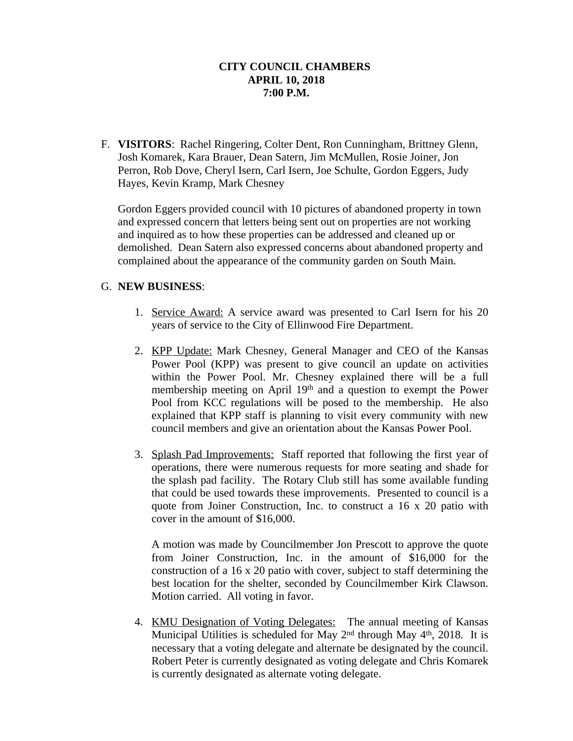**CITY COUNCIL CHAMBERS**
**APRIL 10, 2018**
**7:00 P.M.**

F. **VISITORS**: Rachel Ringering, Colter Dent, Ron Cunningham, Brittney Glenn, Josh Komarek, Kara Brauer, Dean Satern, Jim McMullen, Rosie Joiner, Jon Perron, Rob Dove, Cheryl Isern, Carl Isern, Joe Schulte, Gordon Eggers, Judy Hayes, Kevin Kramp, Mark Chesney

   Gordon Eggers provided council with 10 pictures of abandoned property in town and expressed concern that letters being sent out on properties are not working and inquired as to how these properties can be addressed and cleaned up or demolished. Dean Satern also expressed concerns about abandoned property and complained about the appearance of the community garden on South Main.

G. **NEW BUSINESS**:

   1. Service Award: A service award was presented to Carl Isern for his 20 years of service to the City of Ellinwood Fire Department.

   2. KPP Update: Mark Chesney, General Manager and CEO of the Kansas Power Pool (KPP) was present to give council an update on activities within the Power Pool. Mr. Chesney explained there will be a full membership meeting on April 19th and a question to exempt the Power Pool from KCC regulations will be posed to the membership. He also explained that KPP staff is planning to visit every community with new council members and give an orientation about the Kansas Power Pool.

   3. Splash Pad Improvements: Staff reported that following the first year of operations, there were numerous requests for more seating and shade for the splash pad facility. The Rotary Club still has some available funding that could be used towards these improvements. Presented to council is a quote from Joiner Construction, Inc. to construct a 16 x 20 patio with cover in the amount of $16,000.

      A motion was made by Councilmember Jon Prescott to approve the quote from Joiner Construction, Inc. in the amount of $16,000 for the construction of a 16 x 20 patio with cover, subject to staff determining the best location for the shelter, seconded by Councilmember Kirk Clawson. Motion carried. All voting in favor.

   4. KMU Designation of Voting Delegates: The annual meeting of Kansas Municipal Utilities is scheduled for May 2nd through May 4th, 2018. It is necessary that a voting delegate and alternate be designated by the council. Robert Peter is currently designated as voting delegate and Chris Komarek is currently designated as alternate voting delegate.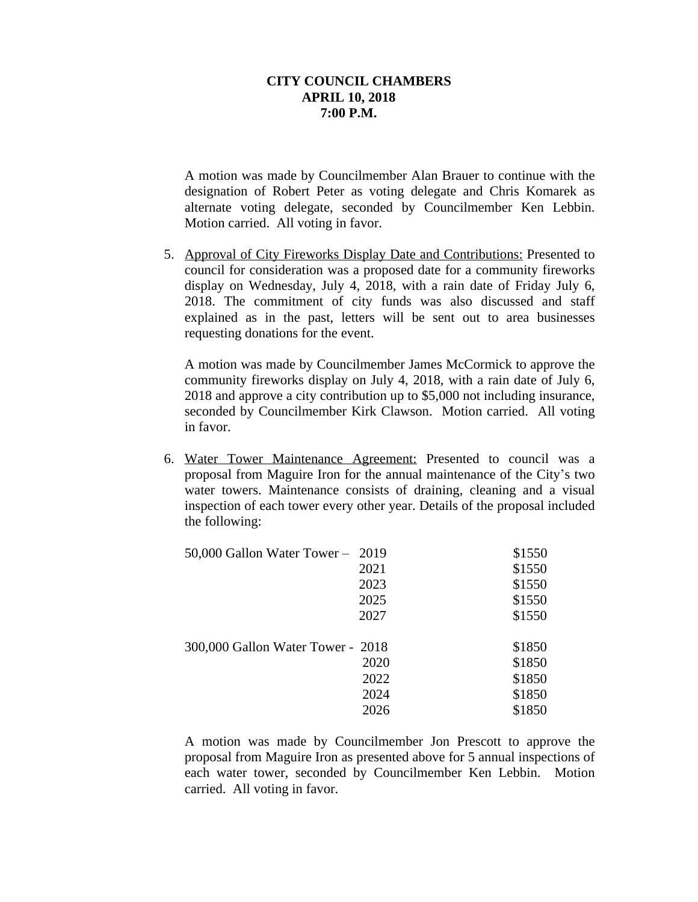**CITY COUNCIL CHAMBERS**
**APRIL 10, 2018**
**7:00 P.M.**

A motion was made by Councilmember Alan Brauer to continue with the designation of Robert Peter as voting delegate and Chris Komarek as alternate voting delegate, seconded by Councilmember Ken Lebbin. Motion carried. All voting in favor.

5. Approval of City Fireworks Display Date and Contributions: Presented to council for consideration was a proposed date for a community fireworks display on Wednesday, July 4, 2018, with a rain date of Friday July 6, 2018. The commitment of city funds was also discussed and staff explained as in the past, letters will be sent out to area businesses requesting donations for the event.

   A motion was made by Councilmember James McCormick to approve the community fireworks display on July 4, 2018, with a rain date of July 6, 2018 and approve a city contribution up to $5,000 not including insurance, seconded by Councilmember Kirk Clawson. Motion carried. All voting in favor.

6. Water Tower Maintenance Agreement: Presented to council was a proposal from Maguire Iron for the annual maintenance of the City's two water towers. Maintenance consists of draining, cleaning and a visual inspection of each tower every other year. Details of the proposal included the following:

| | | |
|---|---|---|
| 50,000 Gallon Water Tower – | 2019 | $1550 |
| | 2021 | $1550 |
| | 2023 | $1550 |
| | 2025 | $1550 |
| | 2027 | $1550 |
| 300,000 Gallon Water Tower - | 2018 | $1850 |
| | 2020 | $1850 |
| | 2022 | $1850 |
| | 2024 | $1850 |
| | 2026 | $1850 |

   A motion was made by Councilmember Jon Prescott to approve the proposal from Maguire Iron as presented above for 5 annual inspections of each water tower, seconded by Councilmember Ken Lebbin. Motion carried. All voting in favor.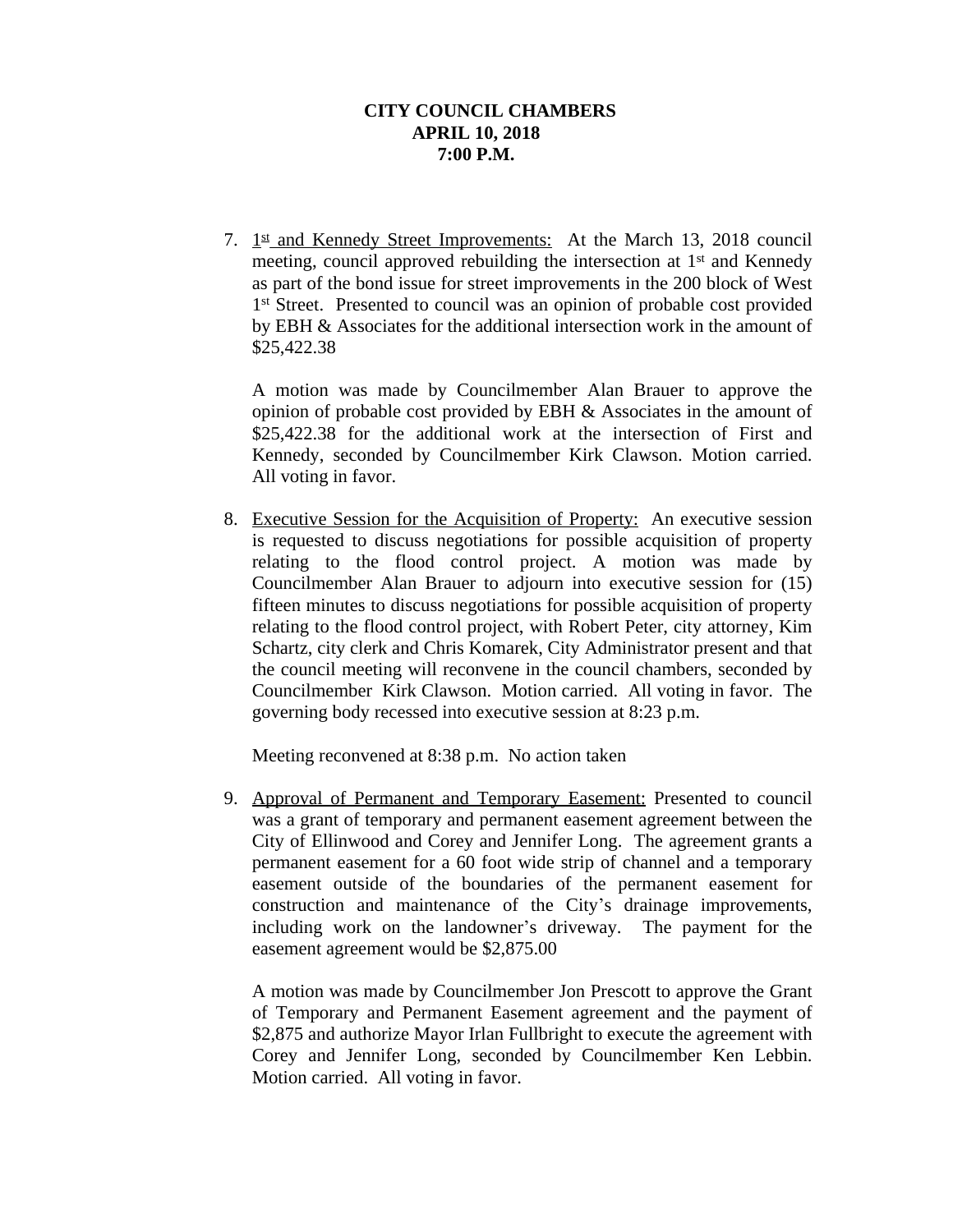**CITY COUNCIL CHAMBERS**
**APRIL 10, 2018**
**7:00 P.M.**

7. 1st and Kennedy Street Improvements: At the March 13, 2018 council meeting, council approved rebuilding the intersection at 1st and Kennedy as part of the bond issue for street improvements in the 200 block of West 1st Street. Presented to council was an opinion of probable cost provided by EBH & Associates for the additional intersection work in the amount of $25,422.38

   A motion was made by Councilmember Alan Brauer to approve the opinion of probable cost provided by EBH & Associates in the amount of $25,422.38 for the additional work at the intersection of First and Kennedy, seconded by Councilmember Kirk Clawson. Motion carried. All voting in favor.

8. Executive Session for the Acquisition of Property: An executive session is requested to discuss negotiations for possible acquisition of property relating to the flood control project. A motion was made by Councilmember Alan Brauer to adjourn into executive session for (15) fifteen minutes to discuss negotiations for possible acquisition of property relating to the flood control project, with Robert Peter, city attorney, Kim Schartz, city clerk and Chris Komarek, City Administrator present and that the council meeting will reconvene in the council chambers, seconded by Councilmember Kirk Clawson. Motion carried. All voting in favor. The governing body recessed into executive session at 8:23 p.m.

   Meeting reconvened at 8:38 p.m. No action taken

9. Approval of Permanent and Temporary Easement: Presented to council was a grant of temporary and permanent easement agreement between the City of Ellinwood and Corey and Jennifer Long. The agreement grants a permanent easement for a 60 foot wide strip of channel and a temporary easement outside of the boundaries of the permanent easement for construction and maintenance of the City's drainage improvements, including work on the landowner's driveway. The payment for the easement agreement would be $2,875.00

   A motion was made by Councilmember Jon Prescott to approve the Grant of Temporary and Permanent Easement agreement and the payment of $2,875 and authorize Mayor Irlan Fullbright to execute the agreement with Corey and Jennifer Long, seconded by Councilmember Ken Lebbin. Motion carried. All voting in favor.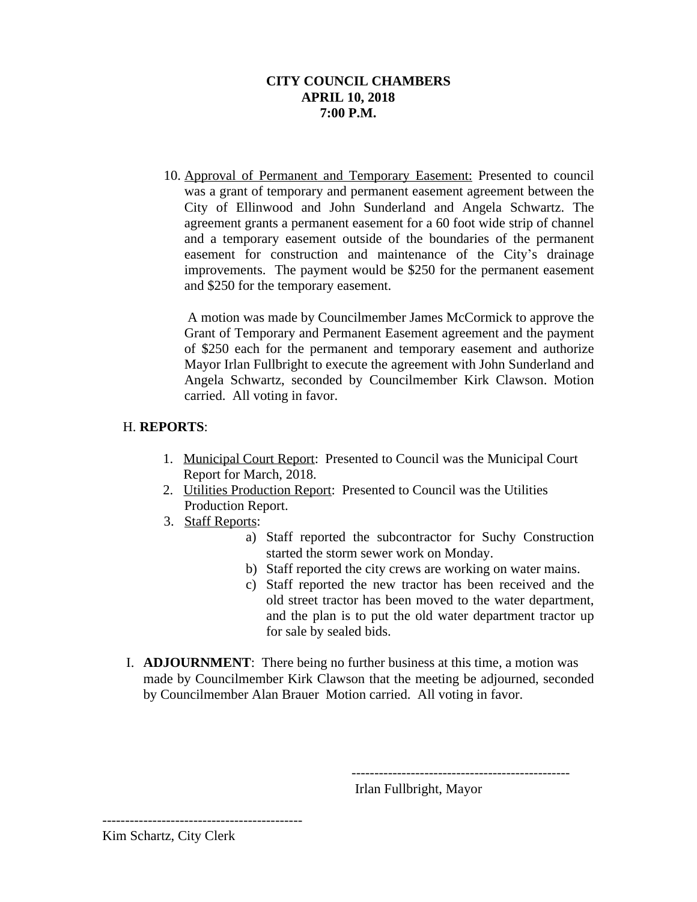**CITY COUNCIL CHAMBERS**
**APRIL 10, 2018**
**7:00 P.M.**

10. Approval of Permanent and Temporary Easement: Presented to council was a grant of temporary and permanent easement agreement between the City of Ellinwood and John Sunderland and Angela Schwartz. The agreement grants a permanent easement for a 60 foot wide strip of channel and a temporary easement outside of the boundaries of the permanent easement for construction and maintenance of the City's drainage improvements. The payment would be $250 for the permanent easement and $250 for the temporary easement.

    A motion was made by Councilmember James McCormick to approve the Grant of Temporary and Permanent Easement agreement and the payment of $250 each for the permanent and temporary easement and authorize Mayor Irlan Fullbright to execute the agreement with John Sunderland and Angela Schwartz, seconded by Councilmember Kirk Clawson. Motion carried. All voting in favor.

H. **REPORTS**:

1. Municipal Court Report: Presented to Council was the Municipal Court Report for March, 2018.
2. Utilities Production Report: Presented to Council was the Utilities Production Report.
3. Staff Reports:
    a) Staff reported the subcontractor for Suchy Construction started the storm sewer work on Monday.
    b) Staff reported the city crews are working on water mains.
    c) Staff reported the new tractor has been received and the old street tractor has been moved to the water department, and the plan is to put the old water department tractor up for sale by sealed bids.

I. **ADJOURNMENT**: There being no further business at this time, a motion was made by Councilmember Kirk Clawson that the meeting be adjourned, seconded by Councilmember Alan Brauer Motion carried. All voting in favor.

------------------------------------------------
Irlan Fullbright, Mayor

--------------------------------------------
Kim Schartz, City Clerk